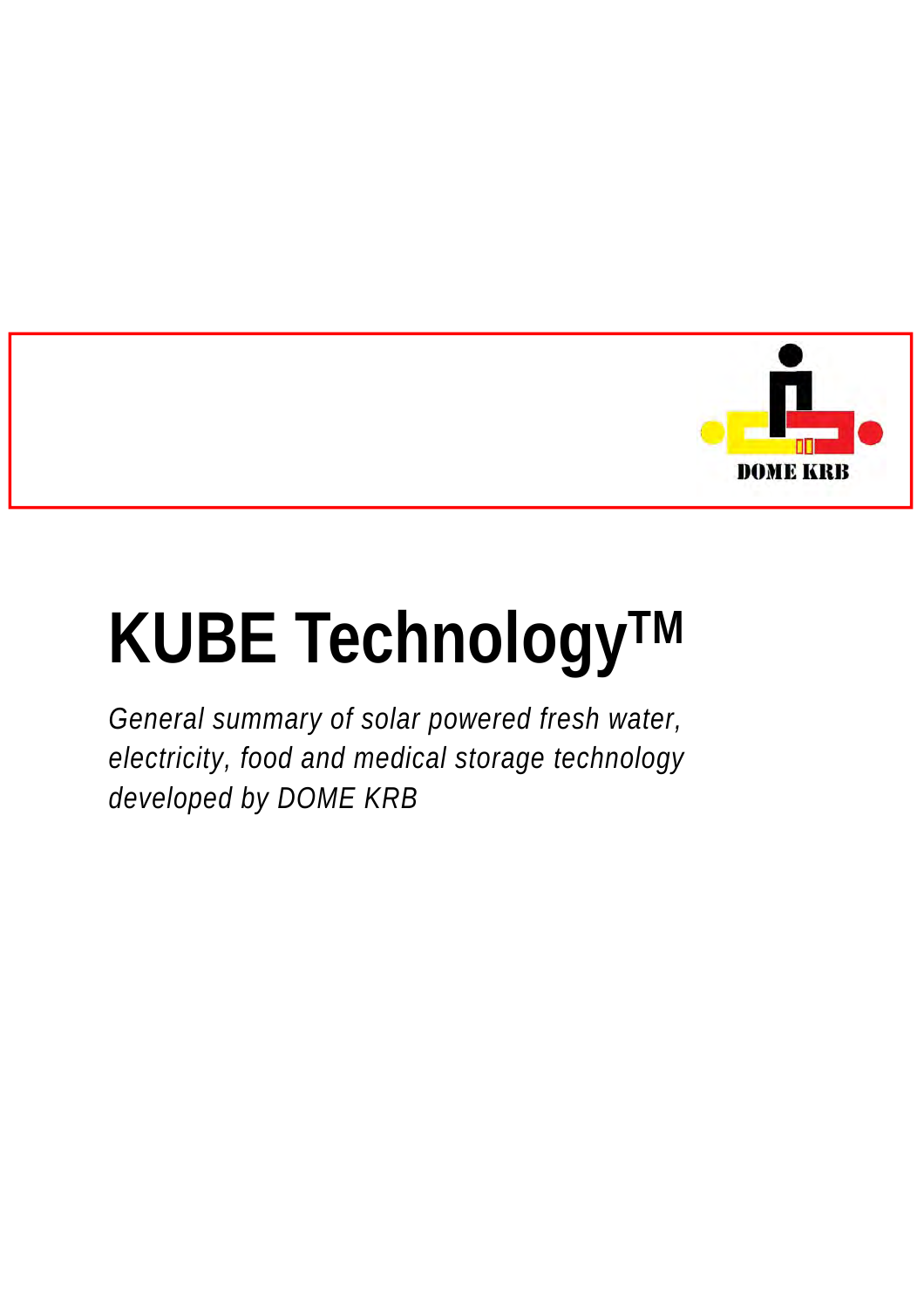DOME KRB

# KUBE Technology™

*General summary of solar powered fresh water, electricity, food and medical storage technology developed by DOME KRB*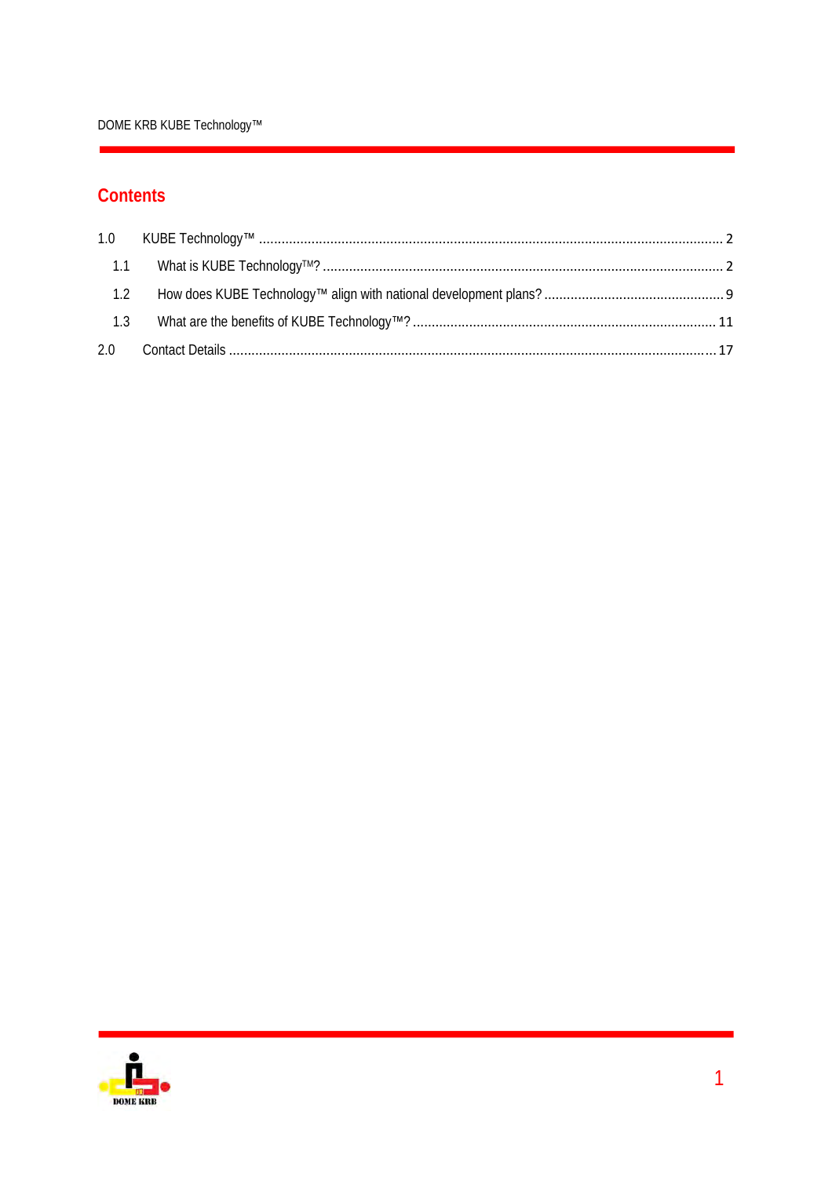## Contents

1.0 KUBE Technology™ ........................................................................................................................ 2

1.1 What is KUBE Technology™? ......................................................................................................... 2

1.2 How does KUBE Technology™ align with national development plans? ............................................... 9

1.3 What are the benefits of KUBE Technology™? ............................................................................... 11

2.0 Contact Details .............................................................................................................................. 17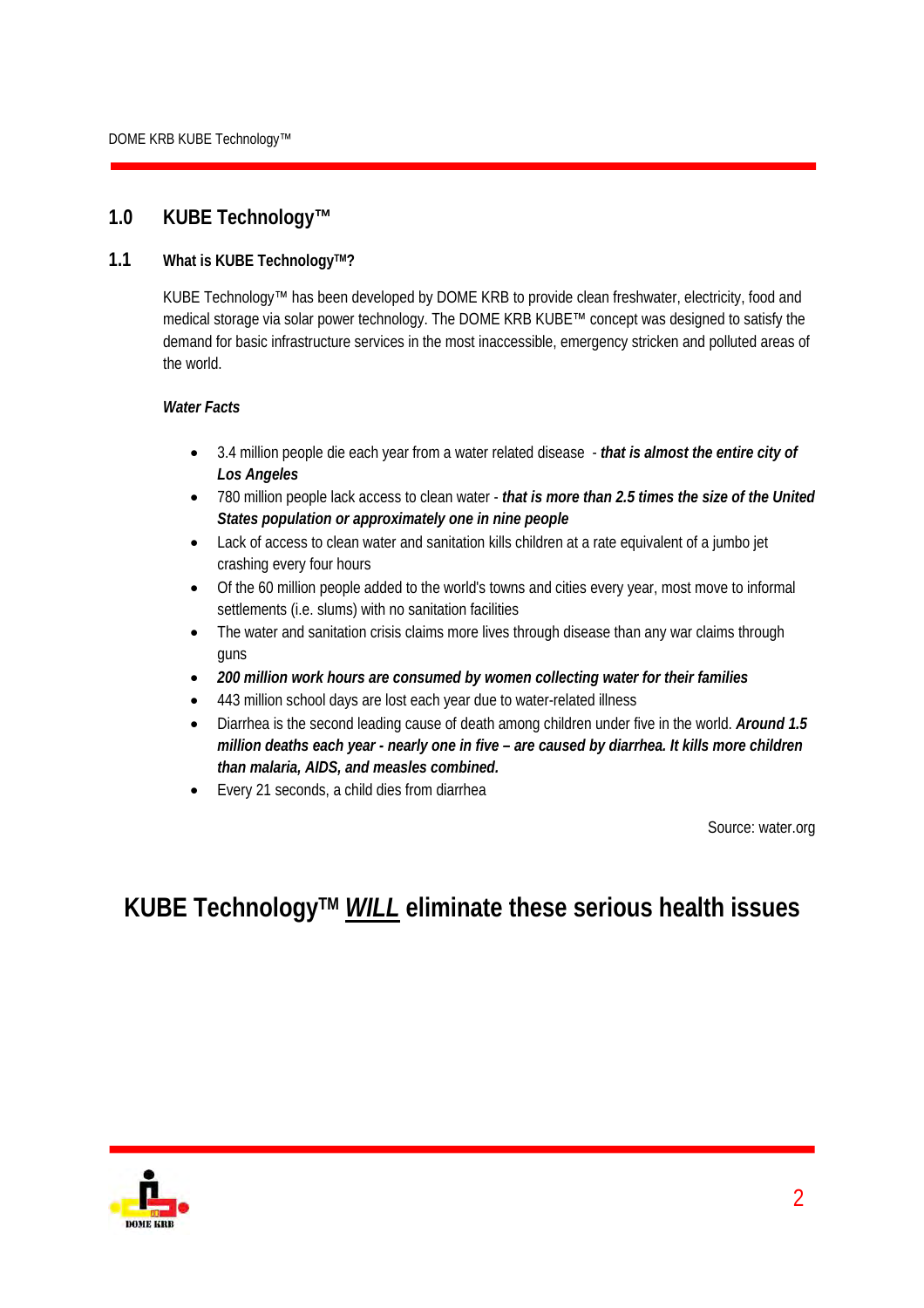# 1.0 KUBE Technology™

## 1.1 What is KUBE Technology™?

KUBE Technology™ has been developed by DOME KRB to provide clean freshwater, electricity, food and medical storage via solar power technology. The DOME KRB KUBE™ concept was designed to satisfy the demand for basic infrastructure services in the most inaccessible, emergency stricken and polluted areas of the world.

***Water Facts***

- 3.4 million people die each year from a water related disease - ***that is almost the entire city of Los Angeles***
- 780 million people lack access to clean water - ***that is more than 2.5 times the size of the United States population or approximately one in nine people***
- Lack of access to clean water and sanitation kills children at a rate equivalent of a jumbo jet crashing every four hours
- Of the 60 million people added to the world's towns and cities every year, most move to informal settlements (i.e. slums) with no sanitation facilities
- The water and sanitation crisis claims more lives through disease than any war claims through guns
- ***200 million work hours are consumed by women collecting water for their families***
- 443 million school days are lost each year due to water-related illness
- Diarrhea is the second leading cause of death among children under five in the world. ***Around 1.5 million deaths each year - nearly one in five – are caused by diarrhea. It kills more children than malaria, AIDS, and measles combined.***
- Every 21 seconds, a child dies from diarrhea

Source: water.org

**KUBE Technology™ *WILL* eliminate these serious health issues**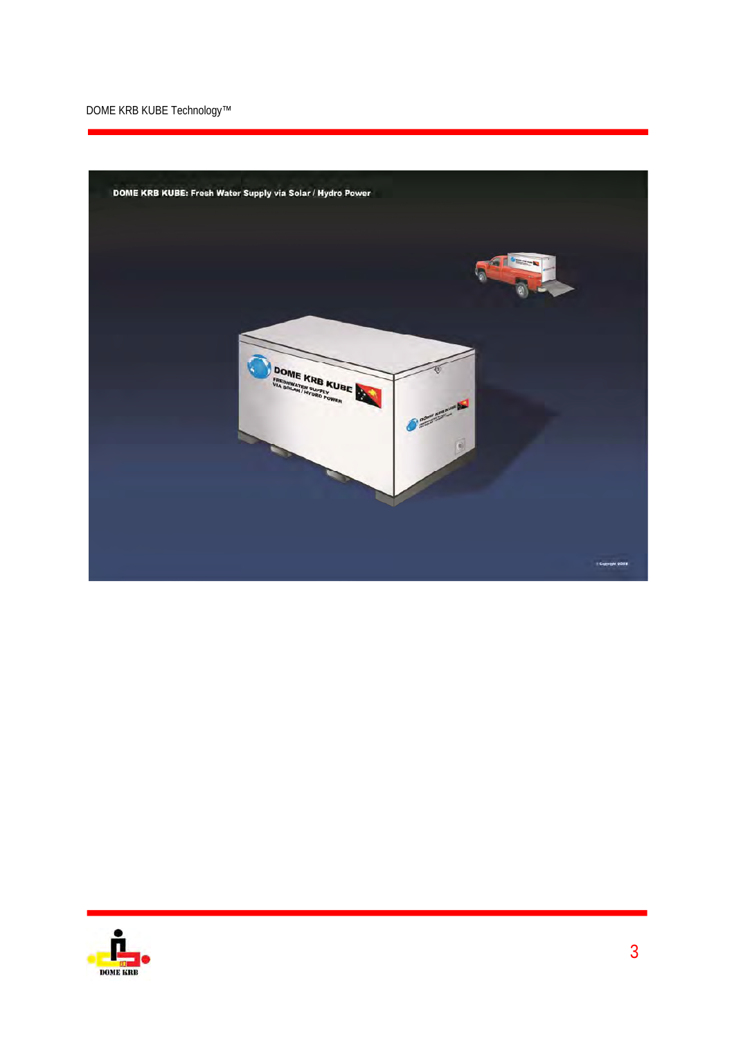DOME KRB KUBE: Fresh Water Supply via Solar / Hydro Power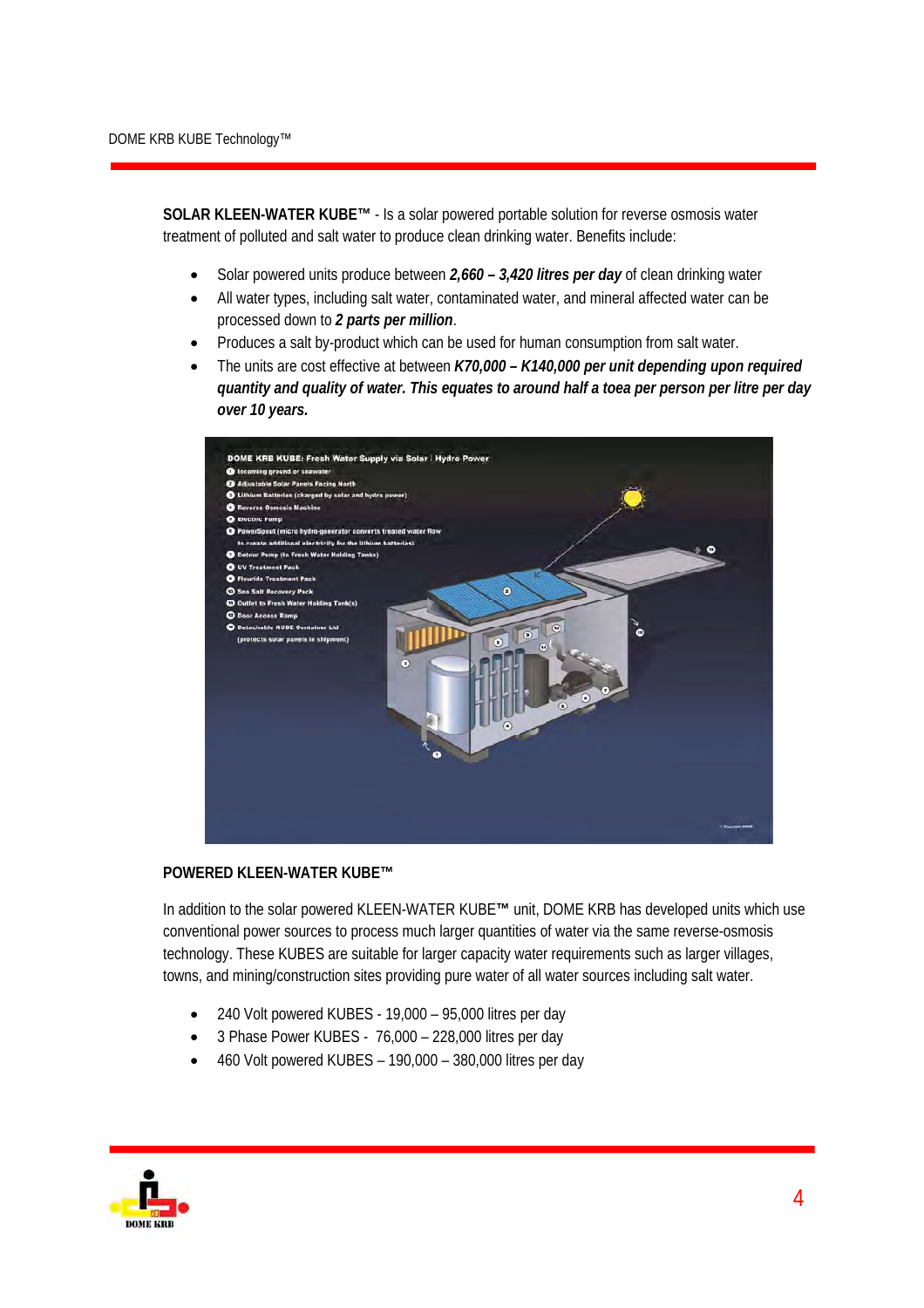**SOLAR KLEEN-WATER KUBE™** - Is a solar powered portable solution for reverse osmosis water treatment of polluted and salt water to produce clean drinking water. Benefits include:

- Solar powered units produce between ***2,660 – 3,420 litres per day*** of clean drinking water
- All water types, including salt water, contaminated water, and mineral affected water can be processed down to ***2 parts per million***.
- Produces a salt by-product which can be used for human consumption from salt water.
- The units are cost effective at between ***K70,000 – K140,000 per unit depending upon required quantity and quality of water. This equates to around half a toea per person per litre per day over 10 years.***

**POWERED KLEEN-WATER KUBE™**

In addition to the solar powered KLEEN-WATER KUBE™ unit, DOME KRB has developed units which use conventional power sources to process much larger quantities of water via the same reverse-osmosis technology. These KUBES are suitable for larger capacity water requirements such as larger villages, towns, and mining/construction sites providing pure water of all water sources including salt water.

- 240 Volt powered KUBES - 19,000 – 95,000 litres per day
- 3 Phase Power KUBES - 76,000 – 228,000 litres per day
- 460 Volt powered KUBES – 190,000 – 380,000 litres per day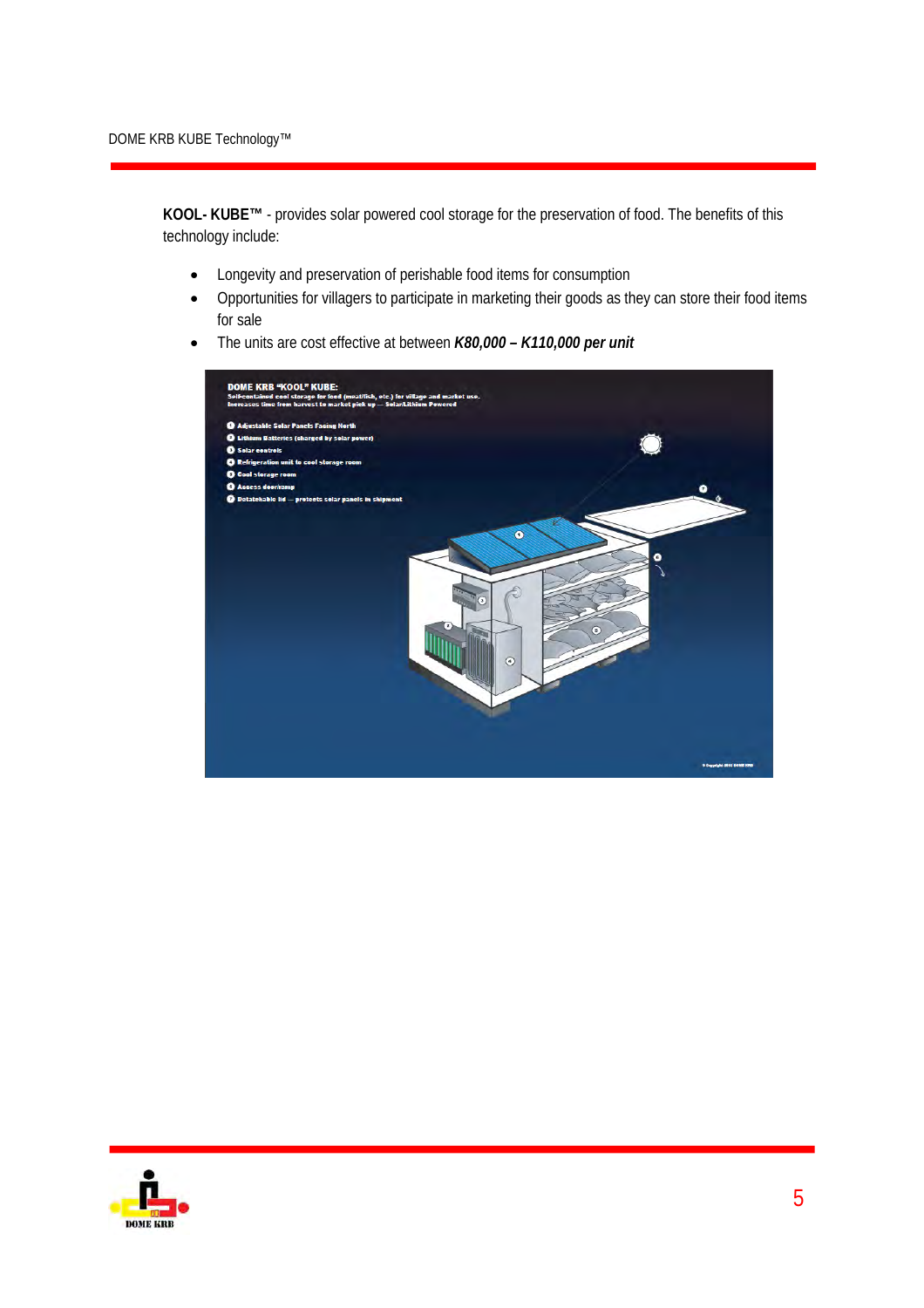**KOOL- KUBE™** - provides solar powered cool storage for the preservation of food. The benefits of this technology include:

- Longevity and preservation of perishable food items for consumption
- Opportunities for villagers to participate in marketing their goods as they can store their food items for sale
- The units are cost effective at between ***K80,000 – K110,000 per unit***

DOME KRB "KOOL" KUBE:
Self-contained cool storage for food (meat/fish, etc.) for village and market use.
Increases time from harvest to market pick up — Solar/Lithium Powered

1. Adjustable Solar Panels Facing North
2. Lithium Batteries (charged by solar power)
3. Solar controls
4. Refrigeration unit to cool storage room
5. Cool storage room
6. Access door/ramp
7. Detatchable lid — protects solar panels in shipment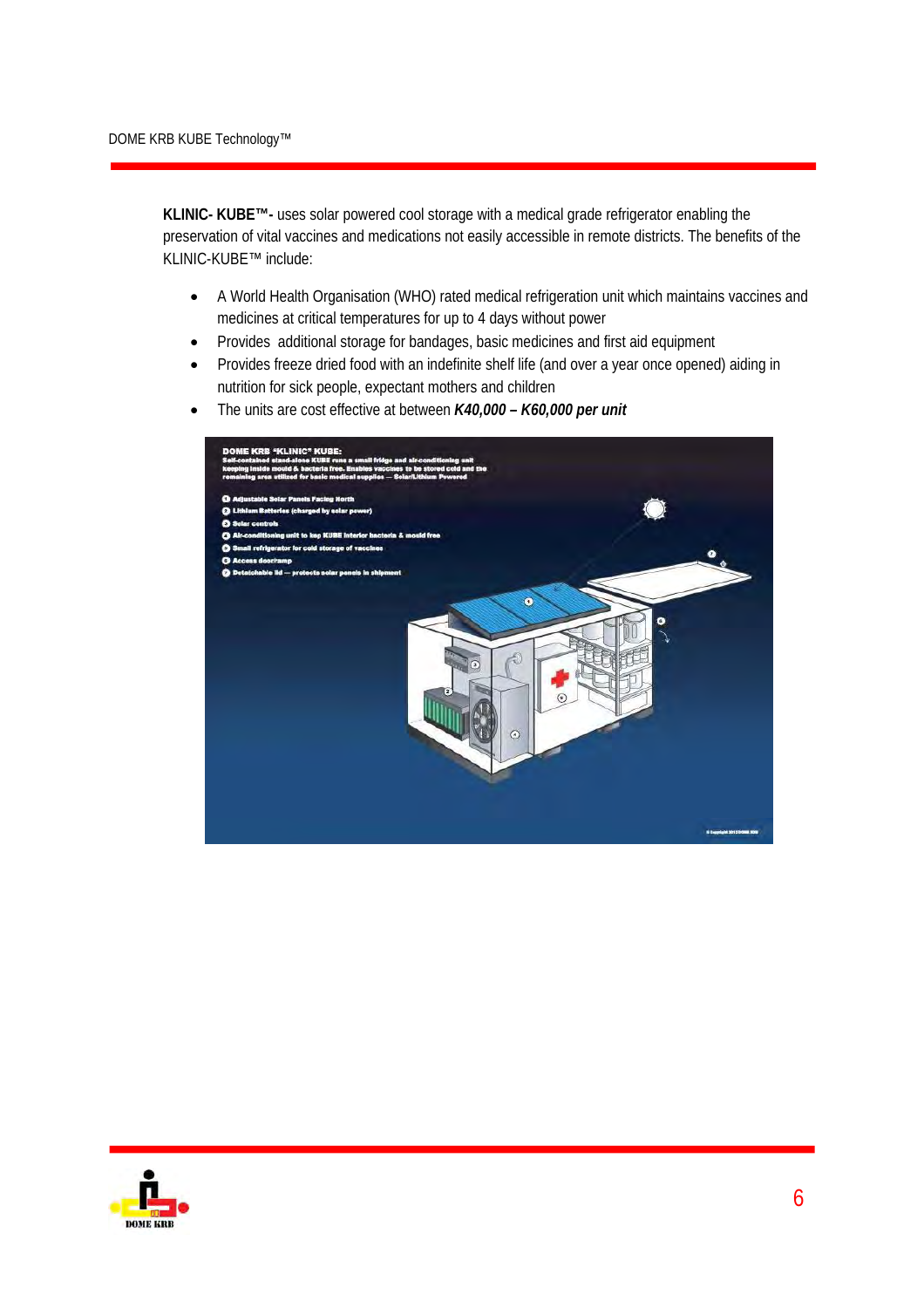**KLINIC- KUBE™-** uses solar powered cool storage with a medical grade refrigerator enabling the preservation of vital vaccines and medications not easily accessible in remote districts. The benefits of the KLINIC-KUBE™ include:

- A World Health Organisation (WHO) rated medical refrigeration unit which maintains vaccines and medicines at critical temperatures for up to 4 days without power
- Provides additional storage for bandages, basic medicines and first aid equipment
- Provides freeze dried food with an indefinite shelf life (and over a year once opened) aiding in nutrition for sick people, expectant mothers and children
- The units are cost effective at between ***K40,000 – K60,000 per unit***

**DOME KRB "KLINIC" KUBE:**
Self-contained stand-alone KUBE runs a small fridge and air-conditioning unit keeping inside mould & bacteria free. Enables vaccines to be stored cold and the remaining area utilized for basic medical supplies — Solar/Lithium Powered

1. Adjustable Solar Panels Facing North
2. Lithium Batteries (charged by solar power)
3. Solar controls
4. Air-conditioning unit to keep KUBE interior bacteria & mould free
5. Small refrigerator for cold storage of vaccines
6. Access door/ramp
7. Detachable lid — protects solar panels in shipment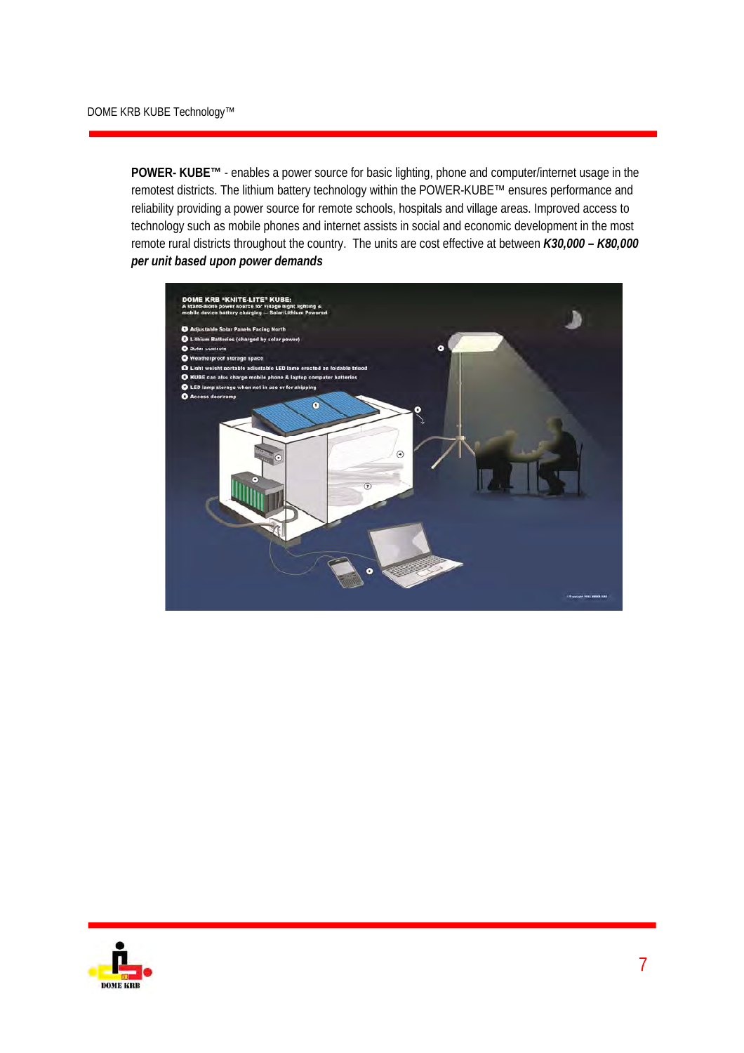**POWER- KUBE™** - enables a power source for basic lighting, phone and computer/internet usage in the remotest districts. The lithium battery technology within the POWER-KUBE™ ensures performance and reliability providing a power source for remote schools, hospitals and village areas. Improved access to technology such as mobile phones and internet assists in social and economic development in the most remote rural districts throughout the country. The units are cost effective at between ***K30,000 – K80,000 per unit based upon power demands***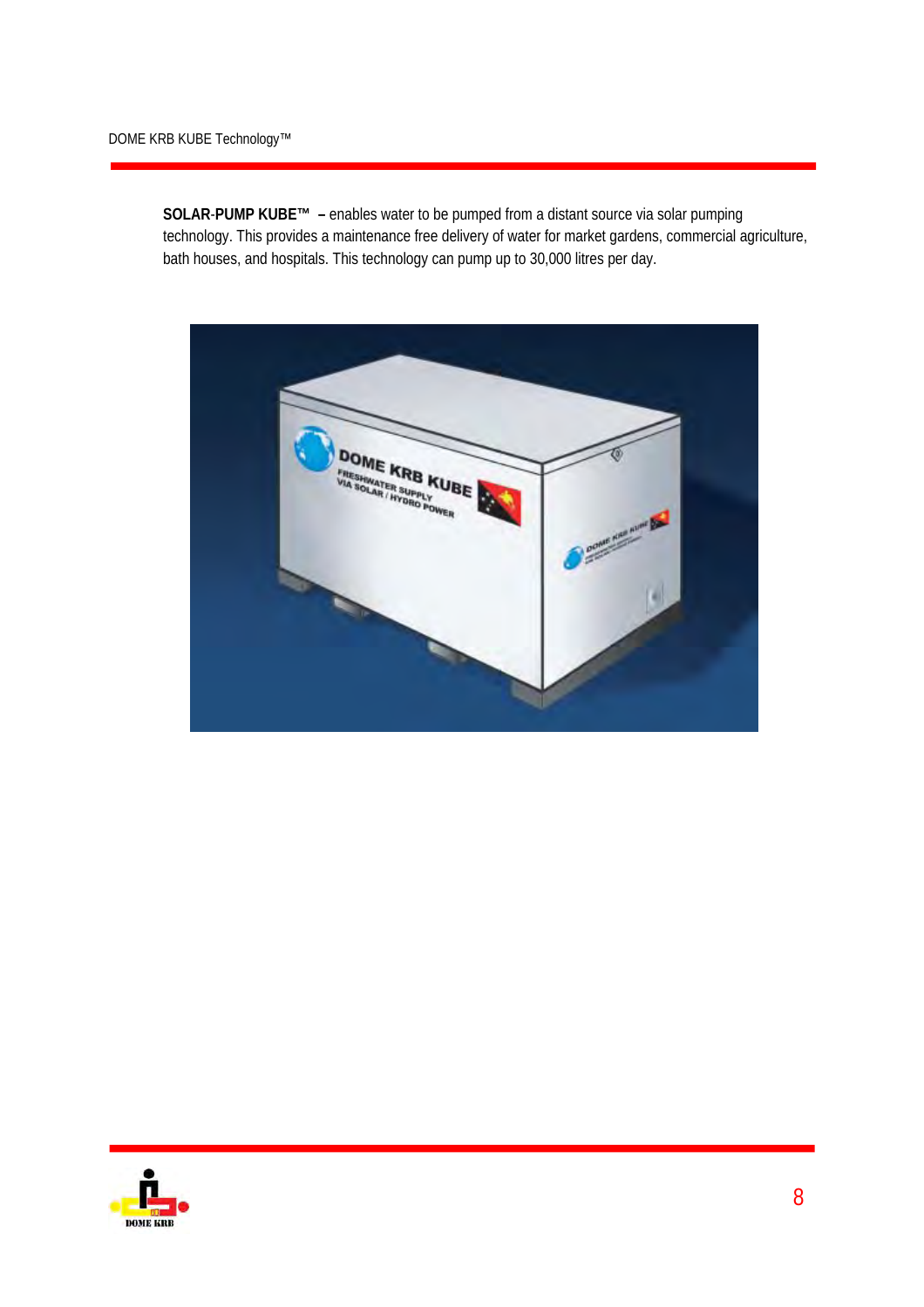**SOLAR-PUMP KUBE™ –** enables water to be pumped from a distant source via solar pumping technology. This provides a maintenance free delivery of water for market gardens, commercial agriculture, bath houses, and hospitals. This technology can pump up to 30,000 litres per day.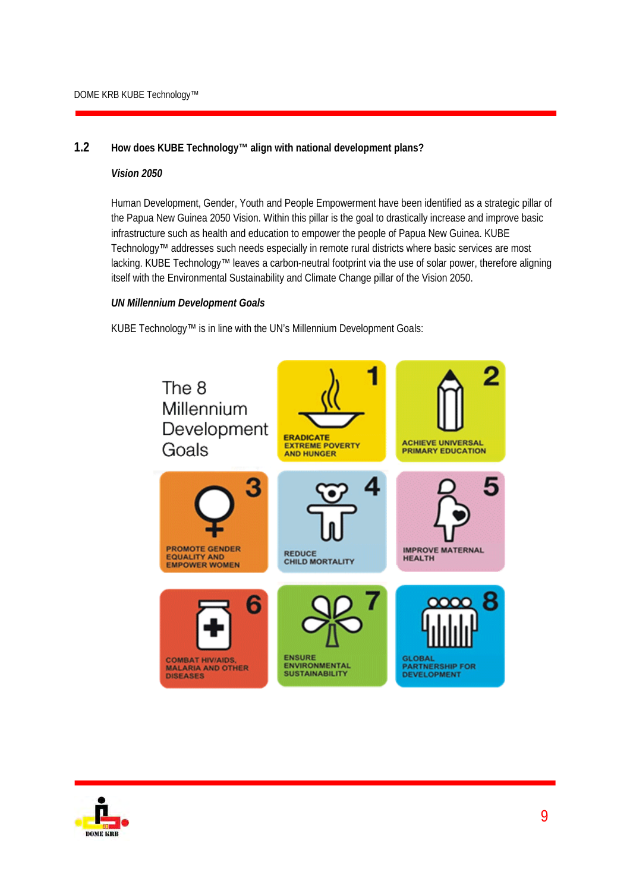## 1.2 How does KUBE Technology™ align with national development plans?

***Vision 2050***

Human Development, Gender, Youth and People Empowerment have been identified as a strategic pillar of the Papua New Guinea 2050 Vision. Within this pillar is the goal to drastically increase and improve basic infrastructure such as health and education to empower the people of Papua New Guinea. KUBE Technology™ addresses such needs especially in remote rural districts where basic services are most lacking. KUBE Technology™ leaves a carbon-neutral footprint via the use of solar power, therefore aligning itself with the Environmental Sustainability and Climate Change pillar of the Vision 2050.

***UN Millennium Development Goals***

KUBE Technology™ is in line with the UN's Millennium Development Goals:

The 8 Millennium Development Goals

1. ERADICATE EXTREME POVERTY AND HUNGER
2. ACHIEVE UNIVERSAL PRIMARY EDUCATION
3. PROMOTE GENDER EQUALITY AND EMPOWER WOMEN
4. REDUCE CHILD MORTALITY
5. IMPROVE MATERNAL HEALTH
6. COMBAT HIV/AIDS, MALARIA AND OTHER DISEASES
7. ENSURE ENVIRONMENTAL SUSTAINABILITY
8. GLOBAL PARTNERSHIP FOR DEVELOPMENT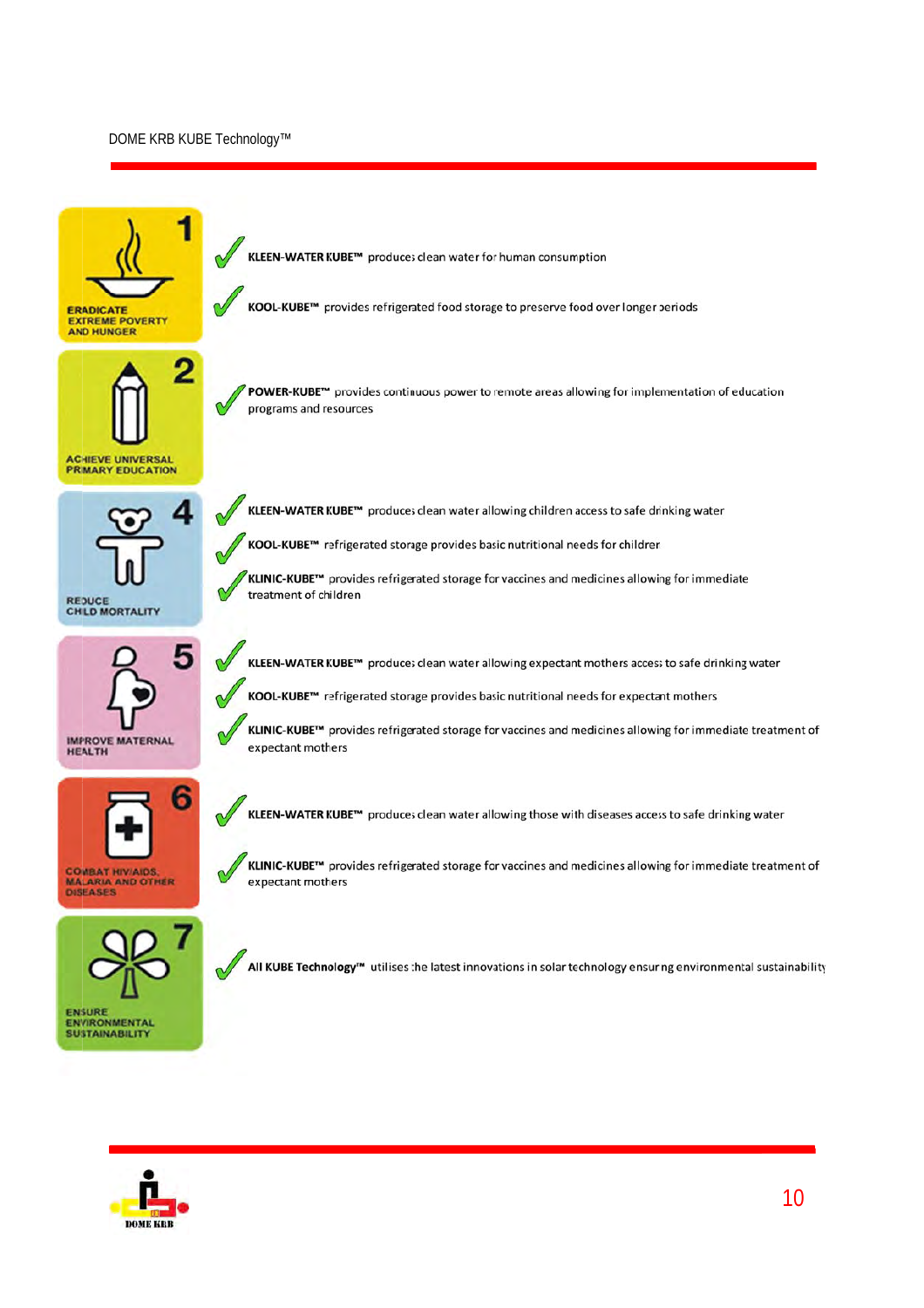**1 ERADICATE EXTREME POVERTY AND HUNGER**

- **KLEEN-WATER KUBE™** produces clean water for human consumption
- **KOOL-KUBE™** provides refrigerated food storage to preserve food over longer periods

**2 ACHIEVE UNIVERSAL PRIMARY EDUCATION**

- **POWER-KUBE™** provides continuous power to remote areas allowing for implementation of education programs and resources

**4 REDUCE CHILD MORTALITY**

- **KLEEN-WATER KUBE™** produces clean water allowing children access to safe drinking water
- **KOOL-KUBE™** refrigerated storage provides basic nutritional needs for children
- **KLINIC-KUBE™** provides refrigerated storage for vaccines and medicines allowing for immediate treatment of children

**5 IMPROVE MATERNAL HEALTH**

- **KLEEN-WATER KUBE™** produces clean water allowing expectant mothers access to safe drinking water
- **KOOL-KUBE™** refrigerated storage provides basic nutritional needs for expectant mothers
- **KLINIC-KUBE™** provides refrigerated storage for vaccines and medicines allowing for immediate treatment of expectant mothers

**6 COMBAT HIV/AIDS, MALARIA AND OTHER DISEASES**

- **KLEEN-WATER KUBE™** produces clean water allowing those with diseases access to safe drinking water
- **KLINIC-KUBE™** provides refrigerated storage for vaccines and medicines allowing for immediate treatment of expectant mothers

**7 ENSURE ENVIRONMENTAL SUSTAINABILITY**

- **All KUBE Technology™** utilises the latest innovations in solar technology ensuring environmental sustainability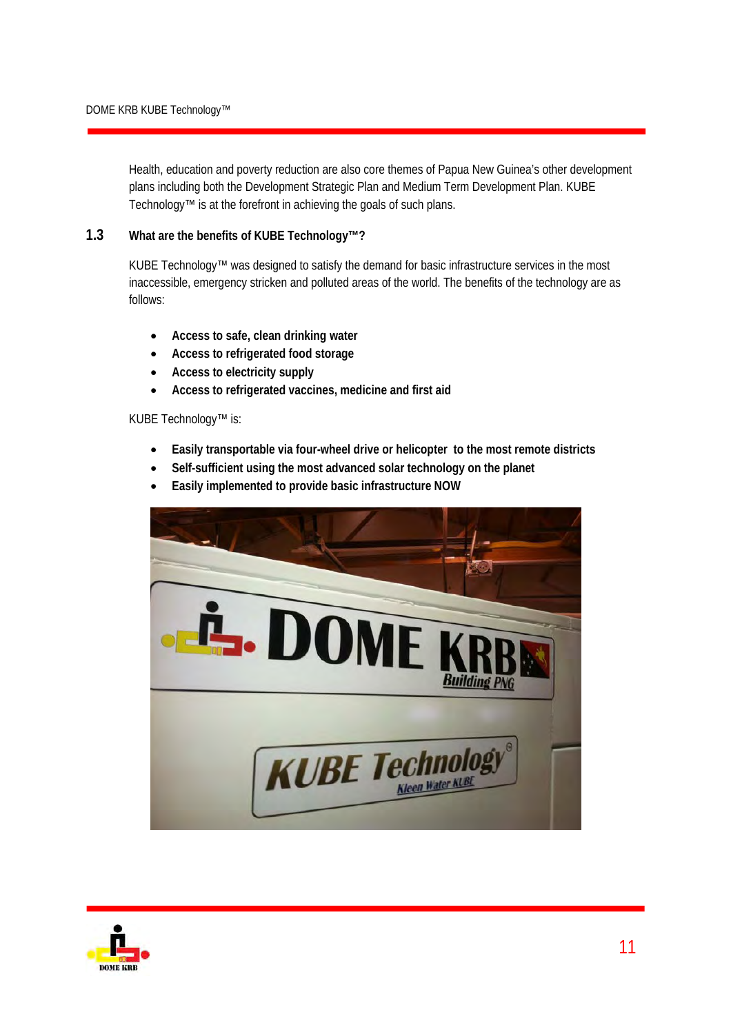Health, education and poverty reduction are also core themes of Papua New Guinea's other development plans including both the Development Strategic Plan and Medium Term Development Plan. KUBE Technology™ is at the forefront in achieving the goals of such plans.

## 1.3 What are the benefits of KUBE Technology™?

KUBE Technology™ was designed to satisfy the demand for basic infrastructure services in the most inaccessible, emergency stricken and polluted areas of the world. The benefits of the technology are as follows:

- **Access to safe, clean drinking water**
- **Access to refrigerated food storage**
- **Access to electricity supply**
- **Access to refrigerated vaccines, medicine and first aid**

KUBE Technology™ is:

- **Easily transportable via four-wheel drive or helicopter to the most remote districts**
- **Self-sufficient using the most advanced solar technology on the planet**
- **Easily implemented to provide basic infrastructure NOW**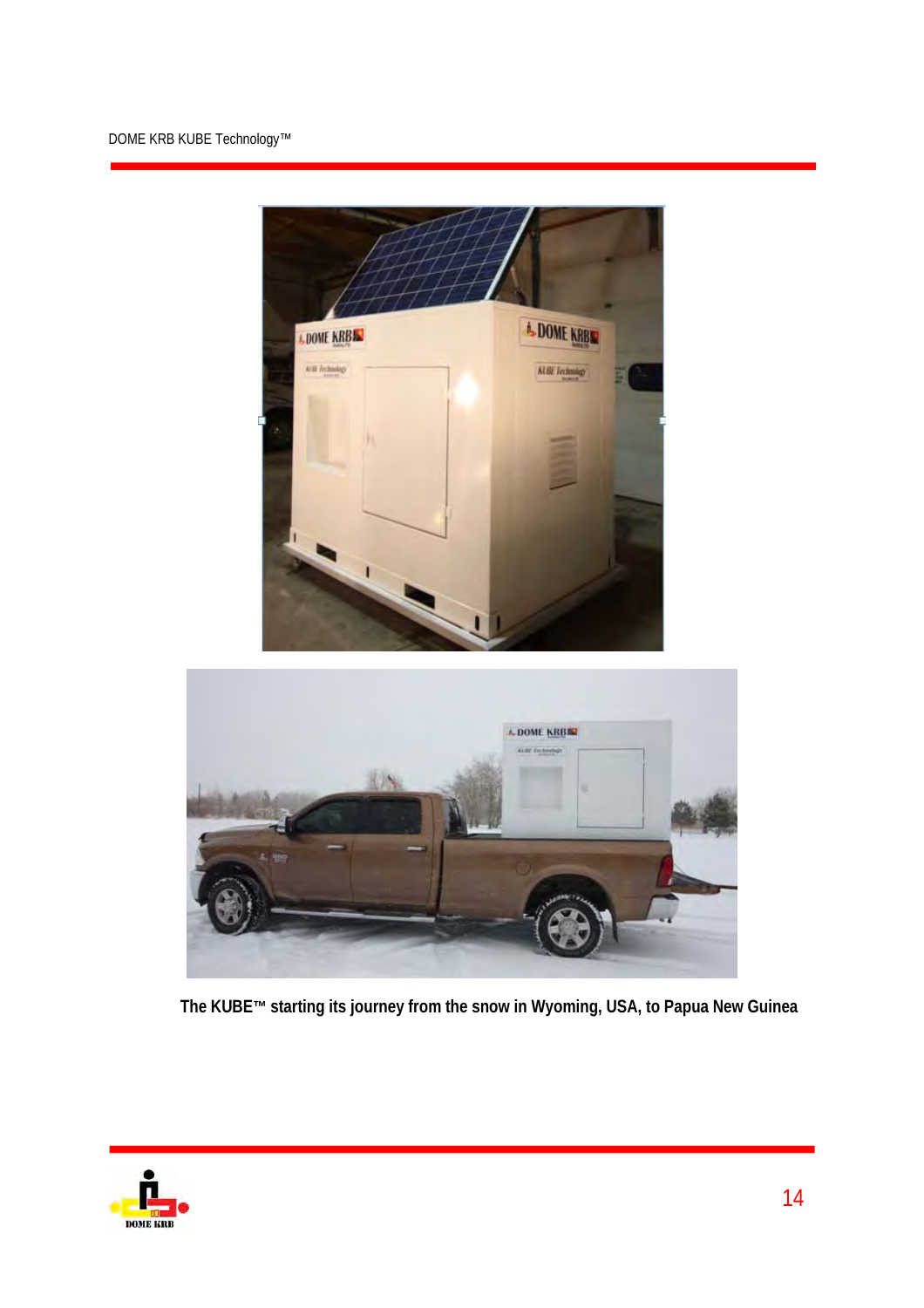The KUBE™ starting its journey from the snow in Wyoming, USA, to Papua New Guinea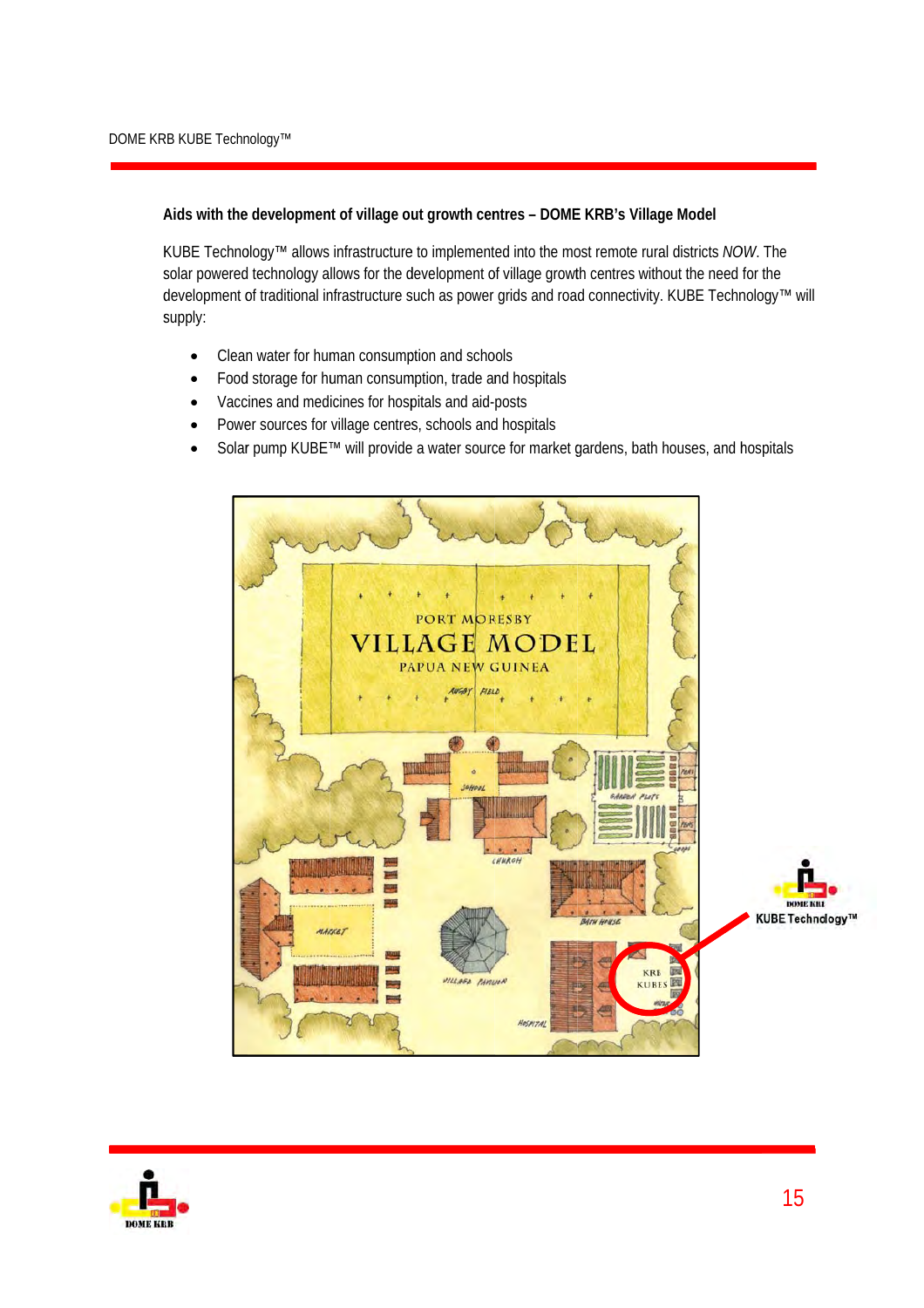## Aids with the development of village out growth centres – DOME KRB's Village Model

KUBE Technology™ allows infrastructure to implemented into the most remote rural districts *NOW*. The solar powered technology allows for the development of village growth centres without the need for the development of traditional infrastructure such as power grids and road connectivity. KUBE Technology™ will supply:

- Clean water for human consumption and schools
- Food storage for human consumption, trade and hospitals
- Vaccines and medicines for hospitals and aid-posts
- Power sources for village centres, schools and hospitals
- Solar pump KUBE™ will provide a water source for market gardens, bath houses, and hospitals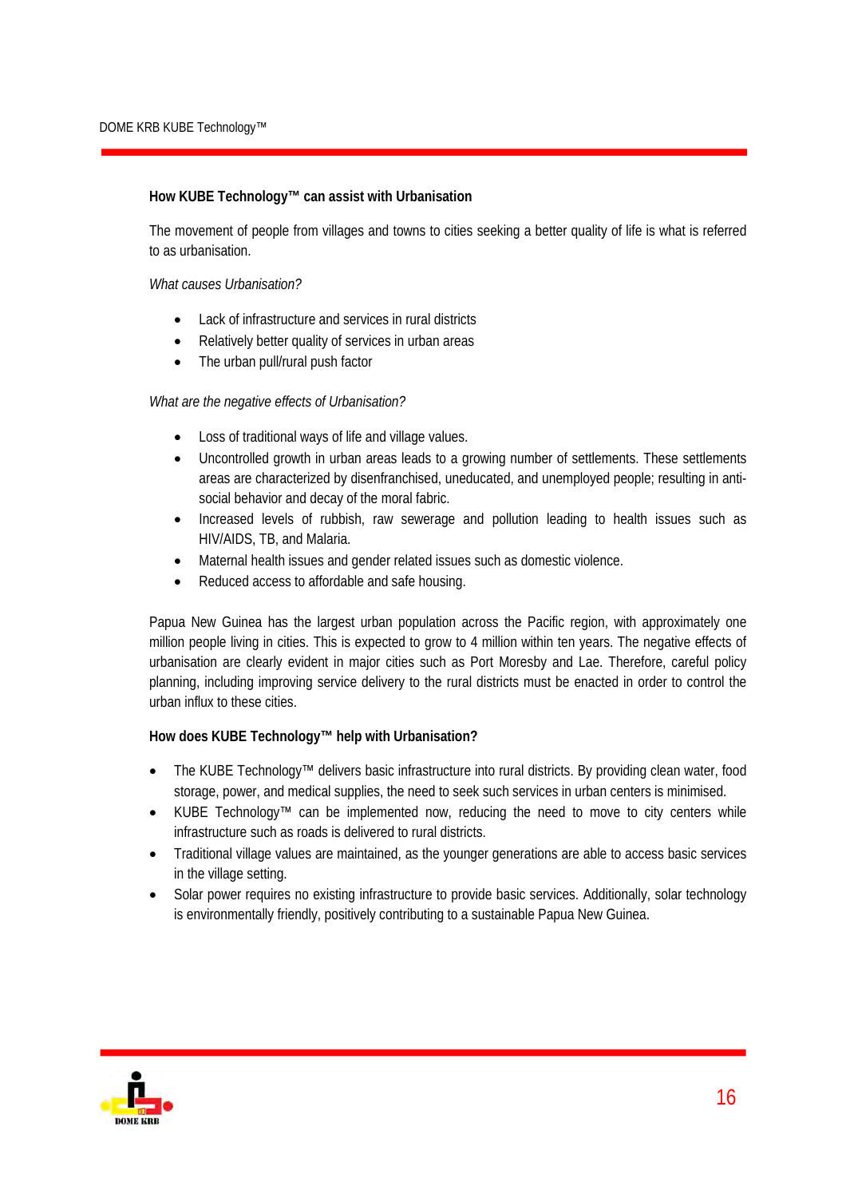## How KUBE Technology™ can assist with Urbanisation

The movement of people from villages and towns to cities seeking a better quality of life is what is referred to as urbanisation.

*What causes Urbanisation?*

- Lack of infrastructure and services in rural districts
- Relatively better quality of services in urban areas
- The urban pull/rural push factor

*What are the negative effects of Urbanisation?*

- Loss of traditional ways of life and village values.
- Uncontrolled growth in urban areas leads to a growing number of settlements. These settlements areas are characterized by disenfranchised, uneducated, and unemployed people; resulting in anti-social behavior and decay of the moral fabric.
- Increased levels of rubbish, raw sewerage and pollution leading to health issues such as HIV/AIDS, TB, and Malaria.
- Maternal health issues and gender related issues such as domestic violence.
- Reduced access to affordable and safe housing.

Papua New Guinea has the largest urban population across the Pacific region, with approximately one million people living in cities. This is expected to grow to 4 million within ten years. The negative effects of urbanisation are clearly evident in major cities such as Port Moresby and Lae. Therefore, careful policy planning, including improving service delivery to the rural districts must be enacted in order to control the urban influx to these cities.

## How does KUBE Technology™ help with Urbanisation?

- The KUBE Technology™ delivers basic infrastructure into rural districts. By providing clean water, food storage, power, and medical supplies, the need to seek such services in urban centers is minimised.
- KUBE Technology™ can be implemented now, reducing the need to move to city centers while infrastructure such as roads is delivered to rural districts.
- Traditional village values are maintained, as the younger generations are able to access basic services in the village setting.
- Solar power requires no existing infrastructure to provide basic services. Additionally, solar technology is environmentally friendly, positively contributing to a sustainable Papua New Guinea.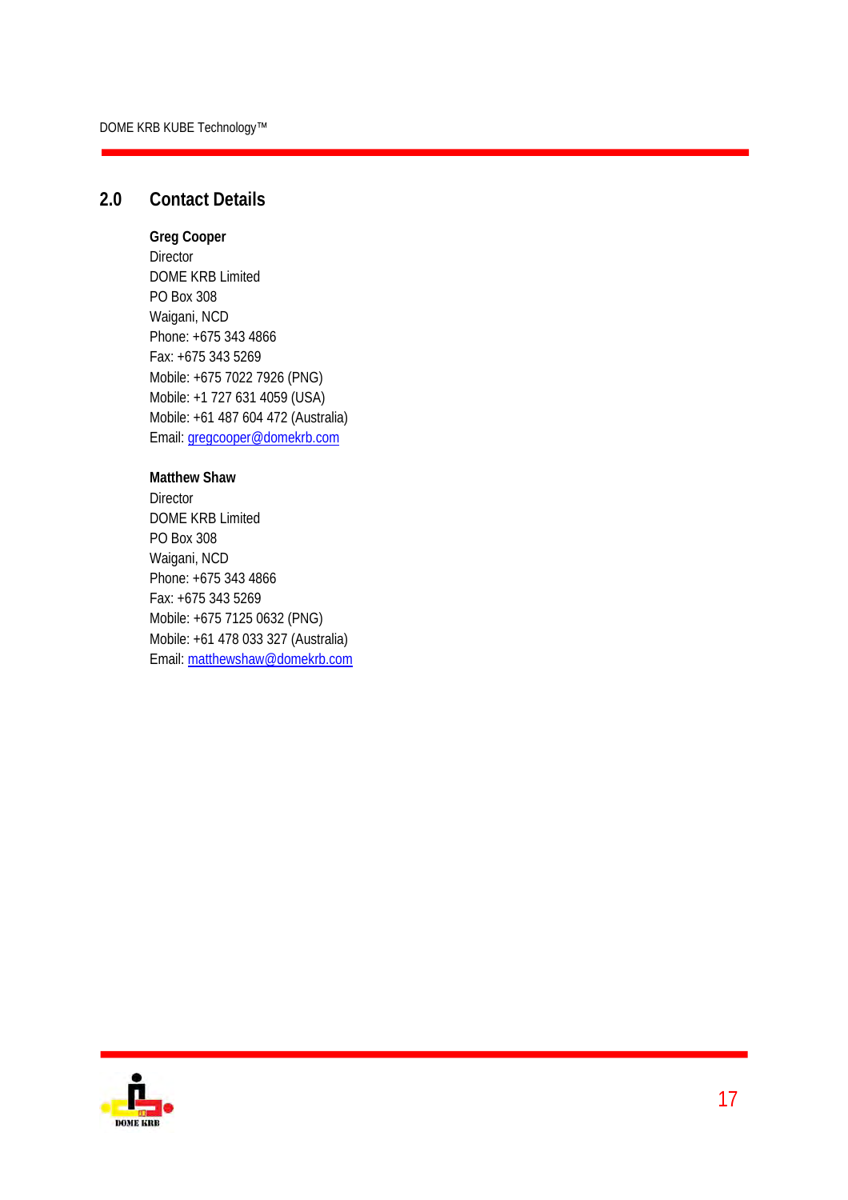## 2.0 Contact Details

**Greg Cooper**
Director
DOME KRB Limited
PO Box 308
Waigani, NCD
Phone: +675 343 4866
Fax: +675 343 5269
Mobile: +675 7022 7926 (PNG)
Mobile: +1 727 631 4059 (USA)
Mobile: +61 487 604 472 (Australia)
Email: gregcooper@domekrb.com

**Matthew Shaw**
Director
DOME KRB Limited
PO Box 308
Waigani, NCD
Phone: +675 343 4866
Fax: +675 343 5269
Mobile: +675 7125 0632 (PNG)
Mobile: +61 478 033 327 (Australia)
Email: matthewshaw@domekrb.com